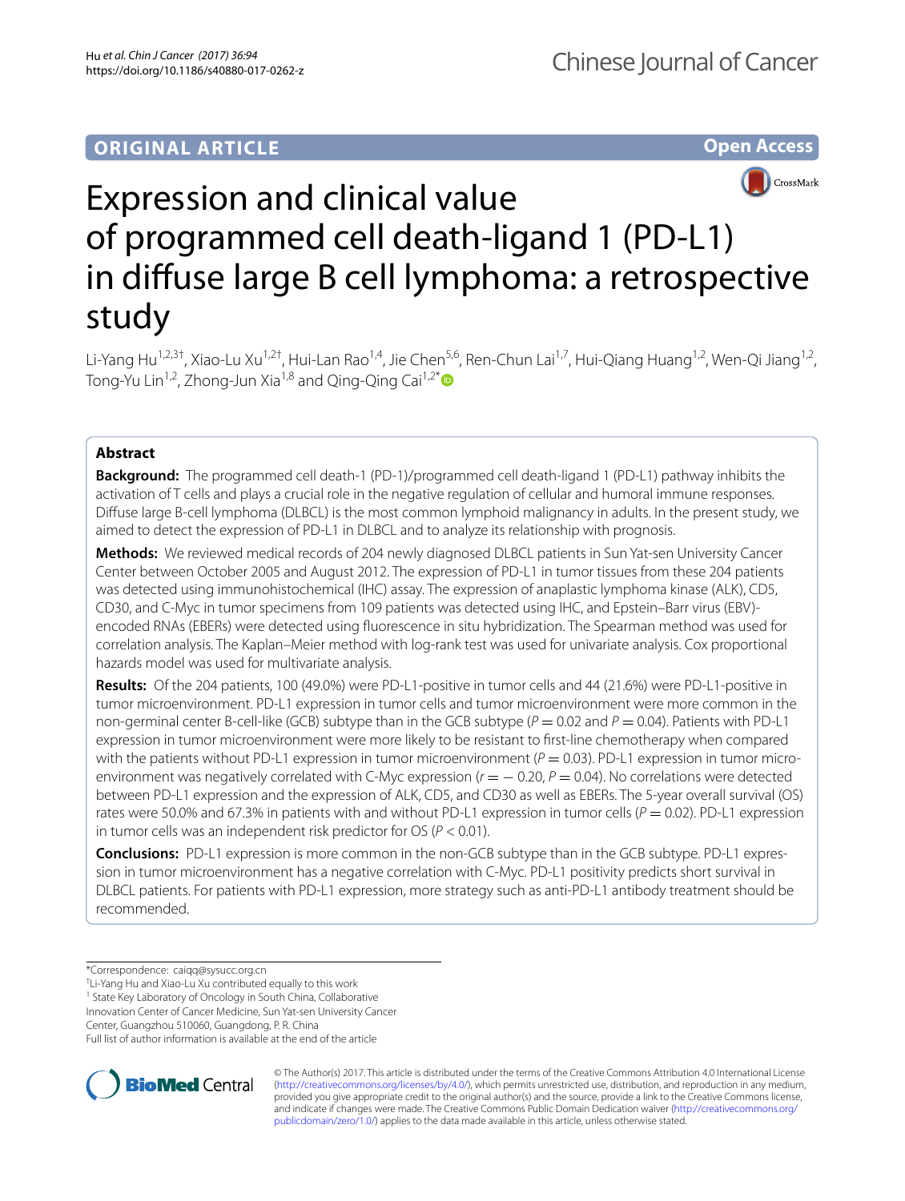ORIGINAL ARTICLE

Open Access

# Expression and clinical value of programmed cell death-ligand 1 (PD-L1) in diffuse large B cell lymphoma: a retrospective study

Li-Yang Hu[1,2,3†], Xiao-Lu Xu[1,2†], Hui-Lan Rao[1,4], Jie Chen[5,6], Ren-Chun Lai[1,7], Hui-Qiang Huang[1,2], Wen-Qi Jiang[1,2], Tong-Yu Lin[1,2], Zhong-Jun Xia[1,8] and Qing-Qing Cai[1,2*]

## Abstract

**Background:** The programmed cell death-1 (PD-1)/programmed cell death-ligand 1 (PD-L1) pathway inhibits the activation of T cells and plays a crucial role in the negative regulation of cellular and humoral immune responses. Diffuse large B-cell lymphoma (DLBCL) is the most common lymphoid malignancy in adults. In the present study, we aimed to detect the expression of PD-L1 in DLBCL and to analyze its relationship with prognosis.

**Methods:** We reviewed medical records of 204 newly diagnosed DLBCL patients in Sun Yat-sen University Cancer Center between October 2005 and August 2012. The expression of PD-L1 in tumor tissues from these 204 patients was detected using immunohistochemical (IHC) assay. The expression of anaplastic lymphoma kinase (ALK), CD5, CD30, and C-Myc in tumor specimens from 109 patients was detected using IHC, and Epstein–Barr virus (EBV)-encoded RNAs (EBERs) were detected using fluorescence in situ hybridization. The Spearman method was used for correlation analysis. The Kaplan–Meier method with log-rank test was used for univariate analysis. Cox proportional hazards model was used for multivariate analysis.

**Results:** Of the 204 patients, 100 (49.0%) were PD-L1-positive in tumor cells and 44 (21.6%) were PD-L1-positive in tumor microenvironment. PD-L1 expression in tumor cells and tumor microenvironment were more common in the non-germinal center B-cell-like (GCB) subtype than in the GCB subtype ($P = 0.02$ and $P = 0.04$). Patients with PD-L1 expression in tumor microenvironment were more likely to be resistant to first-line chemotherapy when compared with the patients without PD-L1 expression in tumor microenvironment ($P = 0.03$). PD-L1 expression in tumor microenvironment was negatively correlated with C-Myc expression ($r = -0.20$, $P = 0.04$). No correlations were detected between PD-L1 expression and the expression of ALK, CD5, and CD30 as well as EBERs. The 5-year overall survival (OS) rates were 50.0% and 67.3% in patients with and without PD-L1 expression in tumor cells ($P = 0.02$). PD-L1 expression in tumor cells was an independent risk predictor for OS ($P < 0.01$).

**Conclusions:** PD-L1 expression is more common in the non-GCB subtype than in the GCB subtype. PD-L1 expression in tumor microenvironment has a negative correlation with C-Myc. PD-L1 positivity predicts short survival in DLBCL patients. For patients with PD-L1 expression, more strategy such as anti-PD-L1 antibody treatment should be recommended.

*Correspondence: caiqq@sysucc.org.cn

†Li-Yang Hu and Xiao-Lu Xu contributed equally to this work

[1] State Key Laboratory of Oncology in South China, Collaborative Innovation Center of Cancer Medicine, Sun Yat-sen University Cancer Center, Guangzhou 510060, Guangdong, P. R. China

Full list of author information is available at the end of the article

© The Author(s) 2017. This article is distributed under the terms of the Creative Commons Attribution 4.0 International License (http://creativecommons.org/licenses/by/4.0/), which permits unrestricted use, distribution, and reproduction in any medium, provided you give appropriate credit to the original author(s) and the source, provide a link to the Creative Commons license, and indicate if changes were made. The Creative Commons Public Domain Dedication waiver (http://creativecommons.org/publicdomain/zero/1.0/) applies to the data made available in this article, unless otherwise stated.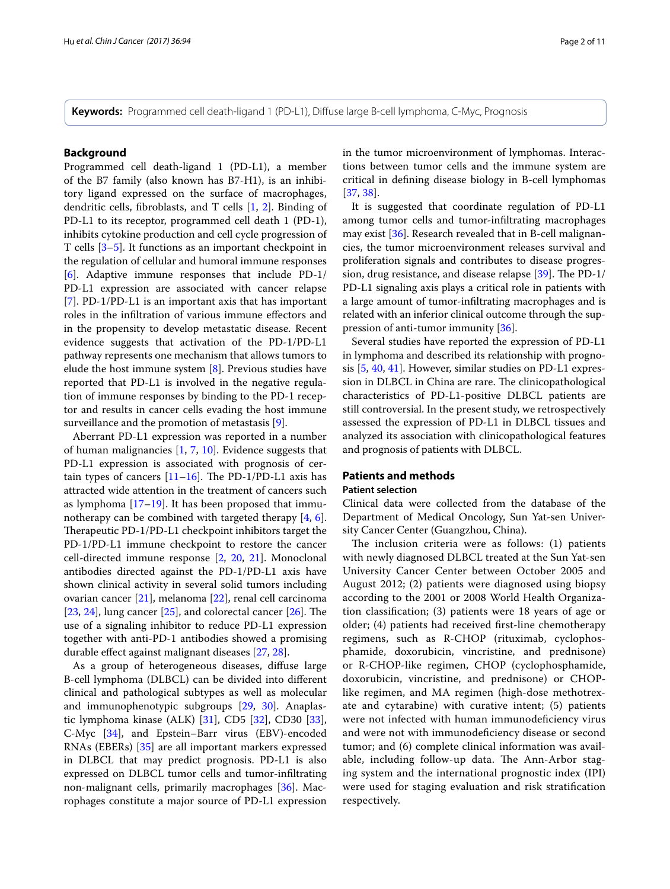**Keywords:** Programmed cell death-ligand 1 (PD-L1), Diffuse large B-cell lymphoma, C-Myc, Prognosis

## Background

Programmed cell death-ligand 1 (PD-L1), a member of the B7 family (also known has B7-H1), is an inhibitory ligand expressed on the surface of macrophages, dendritic cells, fibroblasts, and T cells [1, 2]. Binding of PD-L1 to its receptor, programmed cell death 1 (PD-1), inhibits cytokine production and cell cycle progression of T cells [3–5]. It functions as an important checkpoint in the regulation of cellular and humoral immune responses [6]. Adaptive immune responses that include PD-1/PD-L1 expression are associated with cancer relapse [7]. PD-1/PD-L1 is an important axis that has important roles in the infiltration of various immune effectors and in the propensity to develop metastatic disease. Recent evidence suggests that activation of the PD-1/PD-L1 pathway represents one mechanism that allows tumors to elude the host immune system [8]. Previous studies have reported that PD-L1 is involved in the negative regulation of immune responses by binding to the PD-1 receptor and results in cancer cells evading the host immune surveillance and the promotion of metastasis [9].

Aberrant PD-L1 expression was reported in a number of human malignancies [1, 7, 10]. Evidence suggests that PD-L1 expression is associated with prognosis of certain types of cancers [11–16]. The PD-1/PD-L1 axis has attracted wide attention in the treatment of cancers such as lymphoma [17–19]. It has been proposed that immunotherapy can be combined with targeted therapy [4, 6]. Therapeutic PD-1/PD-L1 checkpoint inhibitors target the PD-1/PD-L1 immune checkpoint to restore the cancer cell-directed immune response [2, 20, 21]. Monoclonal antibodies directed against the PD-1/PD-L1 axis have shown clinical activity in several solid tumors including ovarian cancer [21], melanoma [22], renal cell carcinoma [23, 24], lung cancer [25], and colorectal cancer [26]. The use of a signaling inhibitor to reduce PD-L1 expression together with anti-PD-1 antibodies showed a promising durable effect against malignant diseases [27, 28].

As a group of heterogeneous diseases, diffuse large B-cell lymphoma (DLBCL) can be divided into different clinical and pathological subtypes as well as molecular and immunophenotypic subgroups [29, 30]. Anaplastic lymphoma kinase (ALK) [31], CD5 [32], CD30 [33], C-Myc [34], and Epstein–Barr virus (EBV)-encoded RNAs (EBERs) [35] are all important markers expressed in DLBCL that may predict prognosis. PD-L1 is also expressed on DLBCL tumor cells and tumor-infiltrating non-malignant cells, primarily macrophages [36]. Macrophages constitute a major source of PD-L1 expression in the tumor microenvironment of lymphomas. Interactions between tumor cells and the immune system are critical in defining disease biology in B-cell lymphomas [37, 38].

It is suggested that coordinate regulation of PD-L1 among tumor cells and tumor-infiltrating macrophages may exist [36]. Research revealed that in B-cell malignancies, the tumor microenvironment releases survival and proliferation signals and contributes to disease progression, drug resistance, and disease relapse [39]. The PD-1/PD-L1 signaling axis plays a critical role in patients with a large amount of tumor-infiltrating macrophages and is related with an inferior clinical outcome through the suppression of anti-tumor immunity [36].

Several studies have reported the expression of PD-L1 in lymphoma and described its relationship with prognosis [5, 40, 41]. However, similar studies on PD-L1 expression in DLBCL in China are rare. The clinicopathological characteristics of PD-L1-positive DLBCL patients are still controversial. In the present study, we retrospectively assessed the expression of PD-L1 in DLBCL tissues and analyzed its association with clinicopathological features and prognosis of patients with DLBCL.

## Patients and methods

### Patient selection

Clinical data were collected from the database of the Department of Medical Oncology, Sun Yat-sen University Cancer Center (Guangzhou, China).

The inclusion criteria were as follows: (1) patients with newly diagnosed DLBCL treated at the Sun Yat-sen University Cancer Center between October 2005 and August 2012; (2) patients were diagnosed using biopsy according to the 2001 or 2008 World Health Organization classification; (3) patients were 18 years of age or older; (4) patients had received first-line chemotherapy regimens, such as R-CHOP (rituximab, cyclophosphamide, doxorubicin, vincristine, and prednisone) or R-CHOP-like regimen, CHOP (cyclophosphamide, doxorubicin, vincristine, and prednisone) or CHOP-like regimen, and MA regimen (high-dose methotrexate and cytarabine) with curative intent; (5) patients were not infected with human immunodeficiency virus and were not with immunodeficiency disease or second tumor; and (6) complete clinical information was available, including follow-up data. The Ann-Arbor staging system and the international prognostic index (IPI) were used for staging evaluation and risk stratification respectively.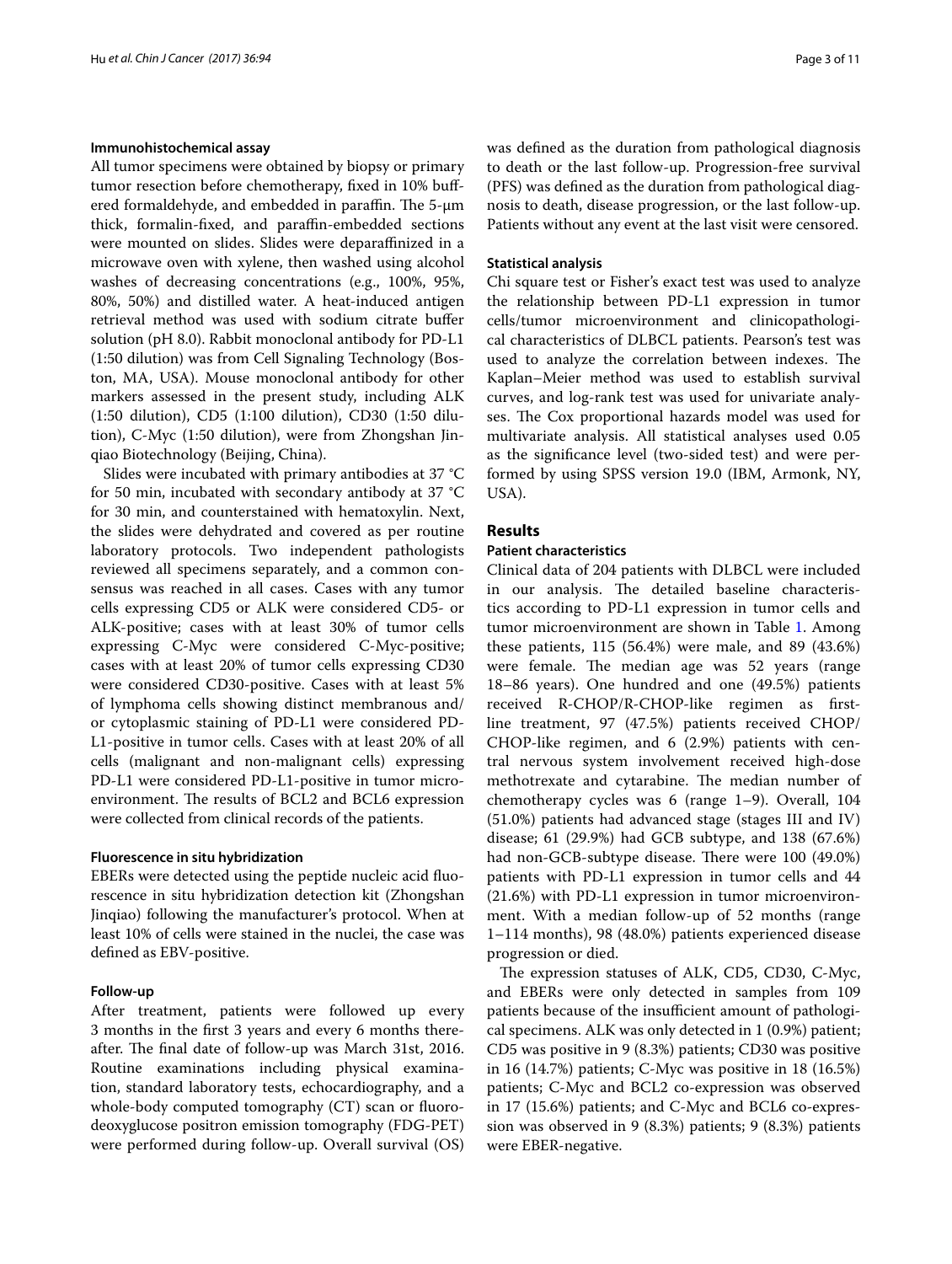#### Immunohistochemical assay

All tumor specimens were obtained by biopsy or primary tumor resection before chemotherapy, fixed in 10% buffered formaldehyde, and embedded in paraffin. The 5-μm thick, formalin-fixed, and paraffin-embedded sections were mounted on slides. Slides were deparaffinized in a microwave oven with xylene, then washed using alcohol washes of decreasing concentrations (e.g., 100%, 95%, 80%, 50%) and distilled water. A heat-induced antigen retrieval method was used with sodium citrate buffer solution (pH 8.0). Rabbit monoclonal antibody for PD-L1 (1:50 dilution) was from Cell Signaling Technology (Boston, MA, USA). Mouse monoclonal antibody for other markers assessed in the present study, including ALK (1:50 dilution), CD5 (1:100 dilution), CD30 (1:50 dilution), C-Myc (1:50 dilution), were from Zhongshan Jinqiao Biotechnology (Beijing, China).

Slides were incubated with primary antibodies at 37 °C for 50 min, incubated with secondary antibody at 37 °C for 30 min, and counterstained with hematoxylin. Next, the slides were dehydrated and covered as per routine laboratory protocols. Two independent pathologists reviewed all specimens separately, and a common consensus was reached in all cases. Cases with any tumor cells expressing CD5 or ALK were considered CD5- or ALK-positive; cases with at least 30% of tumor cells expressing C-Myc were considered C-Myc-positive; cases with at least 20% of tumor cells expressing CD30 were considered CD30-positive. Cases with at least 5% of lymphoma cells showing distinct membranous and/or cytoplasmic staining of PD-L1 were considered PD-L1-positive in tumor cells. Cases with at least 20% of all cells (malignant and non-malignant cells) expressing PD-L1 were considered PD-L1-positive in tumor microenvironment. The results of BCL2 and BCL6 expression were collected from clinical records of the patients.

#### Fluorescence in situ hybridization

EBERs were detected using the peptide nucleic acid fluorescence in situ hybridization detection kit (Zhongshan Jinqiao) following the manufacturer's protocol. When at least 10% of cells were stained in the nuclei, the case was defined as EBV-positive.

#### Follow-up

After treatment, patients were followed up every 3 months in the first 3 years and every 6 months thereafter. The final date of follow-up was March 31st, 2016. Routine examinations including physical examination, standard laboratory tests, echocardiography, and a whole-body computed tomography (CT) scan or fluorodeoxyglucose positron emission tomography (FDG-PET) were performed during follow-up. Overall survival (OS) was defined as the duration from pathological diagnosis to death or the last follow-up. Progression-free survival (PFS) was defined as the duration from pathological diagnosis to death, disease progression, or the last follow-up. Patients without any event at the last visit were censored.

#### Statistical analysis

Chi square test or Fisher's exact test was used to analyze the relationship between PD-L1 expression in tumor cells/tumor microenvironment and clinicopathological characteristics of DLBCL patients. Pearson's test was used to analyze the correlation between indexes. The Kaplan–Meier method was used to establish survival curves, and log-rank test was used for univariate analyses. The Cox proportional hazards model was used for multivariate analysis. All statistical analyses used 0.05 as the significance level (two-sided test) and were performed by using SPSS version 19.0 (IBM, Armonk, NY, USA).

## Results

#### Patient characteristics

Clinical data of 204 patients with DLBCL were included in our analysis. The detailed baseline characteristics according to PD-L1 expression in tumor cells and tumor microenvironment are shown in Table 1. Among these patients, 115 (56.4%) were male, and 89 (43.6%) were female. The median age was 52 years (range 18–86 years). One hundred and one (49.5%) patients received R-CHOP/R-CHOP-like regimen as first-line treatment, 97 (47.5%) patients received CHOP/CHOP-like regimen, and 6 (2.9%) patients with central nervous system involvement received high-dose methotrexate and cytarabine. The median number of chemotherapy cycles was 6 (range 1–9). Overall, 104 (51.0%) patients had advanced stage (stages III and IV) disease; 61 (29.9%) had GCB subtype, and 138 (67.6%) had non-GCB-subtype disease. There were 100 (49.0%) patients with PD-L1 expression in tumor cells and 44 (21.6%) with PD-L1 expression in tumor microenvironment. With a median follow-up of 52 months (range 1–114 months), 98 (48.0%) patients experienced disease progression or died.

The expression statuses of ALK, CD5, CD30, C-Myc, and EBERs were only detected in samples from 109 patients because of the insufficient amount of pathological specimens. ALK was only detected in 1 (0.9%) patient; CD5 was positive in 9 (8.3%) patients; CD30 was positive in 16 (14.7%) patients; C-Myc was positive in 18 (16.5%) patients; C-Myc and BCL2 co-expression was observed in 17 (15.6%) patients; and C-Myc and BCL6 co-expression was observed in 9 (8.3%) patients; 9 (8.3%) patients were EBER-negative.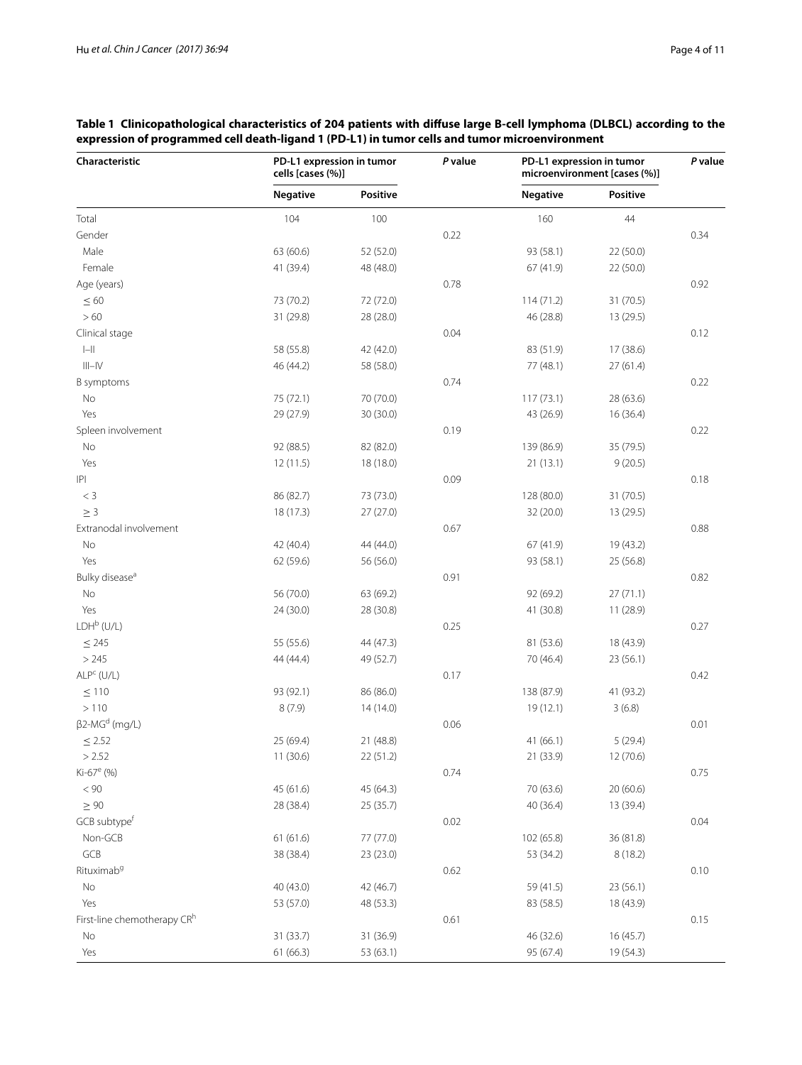**Table 1 Clinicopathological characteristics of 204 patients with diffuse large B-cell lymphoma (DLBCL) according to the expression of programmed cell death-ligand 1 (PD-L1) in tumor cells and tumor microenvironment**

| Characteristic | PD-L1 expression in tumor cells [cases (%)] | | *P* value | PD-L1 expression in tumor microenvironment [cases (%)] | | *P* value |
|---|---|---|---|---|---|---|
| | **Negative** | **Positive** | | **Negative** | **Positive** | |
| Total | 104 | 100 | | 160 | 44 | |
| Gender | | | 0.22 | | | 0.34 |
| Male | 63 (60.6) | 52 (52.0) | | 93 (58.1) | 22 (50.0) | |
| Female | 41 (39.4) | 48 (48.0) | | 67 (41.9) | 22 (50.0) | |
| Age (years) | | | 0.78 | | | 0.92 |
| $\leq 60$ | 73 (70.2) | 72 (72.0) | | 114 (71.2) | 31 (70.5) | |
| $> 60$ | 31 (29.8) | 28 (28.0) | | 46 (28.8) | 13 (29.5) | |
| Clinical stage | | | 0.04 | | | 0.12 |
| I–II | 58 (55.8) | 42 (42.0) | | 83 (51.9) | 17 (38.6) | |
| III–IV | 46 (44.2) | 58 (58.0) | | 77 (48.1) | 27 (61.4) | |
| B symptoms | | | 0.74 | | | 0.22 |
| No | 75 (72.1) | 70 (70.0) | | 117 (73.1) | 28 (63.6) | |
| Yes | 29 (27.9) | 30 (30.0) | | 43 (26.9) | 16 (36.4) | |
| Spleen involvement | | | 0.19 | | | 0.22 |
| No | 92 (88.5) | 82 (82.0) | | 139 (86.9) | 35 (79.5) | |
| Yes | 12 (11.5) | 18 (18.0) | | 21 (13.1) | 9 (20.5) | |
| IPI | | | 0.09 | | | 0.18 |
| $< 3$ | 86 (82.7) | 73 (73.0) | | 128 (80.0) | 31 (70.5) | |
| $\geq 3$ | 18 (17.3) | 27 (27.0) | | 32 (20.0) | 13 (29.5) | |
| Extranodal involvement | | | 0.67 | | | 0.88 |
| No | 42 (40.4) | 44 (44.0) | | 67 (41.9) | 19 (43.2) | |
| Yes | 62 (59.6) | 56 (56.0) | | 93 (58.1) | 25 (56.8) | |
| Bulky disease[a] | | | 0.91 | | | 0.82 |
| No | 56 (70.0) | 63 (69.2) | | 92 (69.2) | 27 (71.1) | |
| Yes | 24 (30.0) | 28 (30.8) | | 41 (30.8) | 11 (28.9) | |
| LDH[b] (U/L) | | | 0.25 | | | 0.27 |
| $\leq 245$ | 55 (55.6) | 44 (47.3) | | 81 (53.6) | 18 (43.9) | |
| $> 245$ | 44 (44.4) | 49 (52.7) | | 70 (46.4) | 23 (56.1) | |
| ALP[c] (U/L) | | | 0.17 | | | 0.42 |
| $\leq 110$ | 93 (92.1) | 86 (86.0) | | 138 (87.9) | 41 (93.2) | |
| $> 110$ | 8 (7.9) | 14 (14.0) | | 19 (12.1) | 3 (6.8) | |
| β2-MG[d] (mg/L) | | | 0.06 | | | 0.01 |
| $\leq 2.52$ | 25 (69.4) | 21 (48.8) | | 41 (66.1) | 5 (29.4) | |
| $> 2.52$ | 11 (30.6) | 22 (51.2) | | 21 (33.9) | 12 (70.6) | |
| Ki-67[e] (%) | | | 0.74 | | | 0.75 |
| $< 90$ | 45 (61.6) | 45 (64.3) | | 70 (63.6) | 20 (60.6) | |
| $\geq 90$ | 28 (38.4) | 25 (35.7) | | 40 (36.4) | 13 (39.4) | |
| GCB subtype[f] | | | 0.02 | | | 0.04 |
| Non-GCB | 61 (61.6) | 77 (77.0) | | 102 (65.8) | 36 (81.8) | |
| GCB | 38 (38.4) | 23 (23.0) | | 53 (34.2) | 8 (18.2) | |
| Rituximab[g] | | | 0.62 | | | 0.10 |
| No | 40 (43.0) | 42 (46.7) | | 59 (41.5) | 23 (56.1) | |
| Yes | 53 (57.0) | 48 (53.3) | | 83 (58.5) | 18 (43.9) | |
| First-line chemotherapy CR[h] | | | 0.61 | | | 0.15 |
| No | 31 (33.7) | 31 (36.9) | | 46 (32.6) | 16 (45.7) | |
| Yes | 61 (66.3) | 53 (63.1) | | 95 (67.4) | 19 (54.3) | |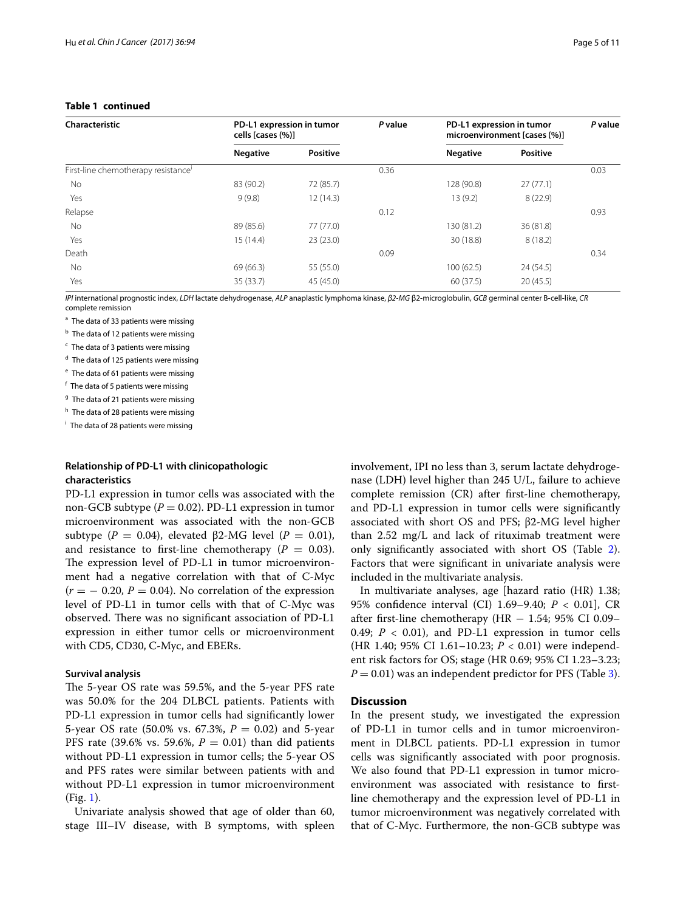**Table 1 continued**

| Characteristic | PD-L1 expression in tumor cells [cases (%)] | | *P* value | PD-L1 expression in tumor microenvironment [cases (%)] | | *P* value |
|---|---|---|---|---|---|---|
| | Negative | Positive | | Negative | Positive | |
| First-line chemotherapy resistance[i] | | | 0.36 | | | 0.03 |
| No | 83 (90.2) | 72 (85.7) | | 128 (90.8) | 27 (77.1) | |
| Yes | 9 (9.8) | 12 (14.3) | | 13 (9.2) | 8 (22.9) | |
| Relapse | | | 0.12 | | | 0.93 |
| No | 89 (85.6) | 77 (77.0) | | 130 (81.2) | 36 (81.8) | |
| Yes | 15 (14.4) | 23 (23.0) | | 30 (18.8) | 8 (18.2) | |
| Death | | | 0.09 | | | 0.34 |
| No | 69 (66.3) | 55 (55.0) | | 100 (62.5) | 24 (54.5) | |
| Yes | 35 (33.7) | 45 (45.0) | | 60 (37.5) | 20 (45.5) | |

*IPI* international prognostic index, *LDH* lactate dehydrogenase, *ALP* anaplastic lymphoma kinase, *β2-MG* β2-microglobulin, *GCB* germinal center B-cell-like, *CR* complete remission

[a] The data of 33 patients were missing

[b] The data of 12 patients were missing

[c] The data of 3 patients were missing

[d] The data of 125 patients were missing

[e] The data of 61 patients were missing

[f] The data of 5 patients were missing

[g] The data of 21 patients were missing

[h] The data of 28 patients were missing

[i] The data of 28 patients were missing

### Relationship of PD-L1 with clinicopathologic characteristics

PD-L1 expression in tumor cells was associated with the non-GCB subtype ($P = 0.02$). PD-L1 expression in tumor microenvironment was associated with the non-GCB subtype ($P = 0.04$), elevated β2-MG level ($P = 0.01$), and resistance to first-line chemotherapy ($P = 0.03$). The expression level of PD-L1 in tumor microenvironment had a negative correlation with that of C-Myc ($r = -0.20$, $P = 0.04$). No correlation of the expression level of PD-L1 in tumor cells with that of C-Myc was observed. There was no significant association of PD-L1 expression in either tumor cells or microenvironment with CD5, CD30, C-Myc, and EBERs.

### Survival analysis

The 5-year OS rate was 59.5%, and the 5-year PFS rate was 50.0% for the 204 DLBCL patients. Patients with PD-L1 expression in tumor cells had significantly lower 5-year OS rate (50.0% vs. 67.3%, $P = 0.02$) and 5-year PFS rate (39.6% vs. 59.6%, $P = 0.01$) than did patients without PD-L1 expression in tumor cells; the 5-year OS and PFS rates were similar between patients with and without PD-L1 expression in tumor microenvironment (Fig. 1).

Univariate analysis showed that age of older than 60, stage III–IV disease, with B symptoms, with spleen involvement, IPI no less than 3, serum lactate dehydrogenase (LDH) level higher than 245 U/L, failure to achieve complete remission (CR) after first-line chemotherapy, and PD-L1 expression in tumor cells were significantly associated with short OS and PFS; β2-MG level higher than 2.52 mg/L and lack of rituximab treatment were only significantly associated with short OS (Table 2). Factors that were significant in univariate analysis were included in the multivariate analysis.

In multivariate analyses, age [hazard ratio (HR) 1.38; 95% confidence interval (CI) 1.69–9.40; $P < 0.01$], CR after first-line chemotherapy (HR − 1.54; 95% CI 0.09–0.49; $P < 0.01$), and PD-L1 expression in tumor cells (HR 1.40; 95% CI 1.61–10.23; $P < 0.01$) were independent risk factors for OS; stage (HR 0.69; 95% CI 1.23–3.23; $P = 0.01$) was an independent predictor for PFS (Table 3).

## Discussion

In the present study, we investigated the expression of PD-L1 in tumor cells and in tumor microenvironment in DLBCL patients. PD-L1 expression in tumor cells was significantly associated with poor prognosis. We also found that PD-L1 expression in tumor microenvironment was associated with resistance to first-line chemotherapy and the expression level of PD-L1 in tumor microenvironment was negatively correlated with that of C-Myc. Furthermore, the non-GCB subtype was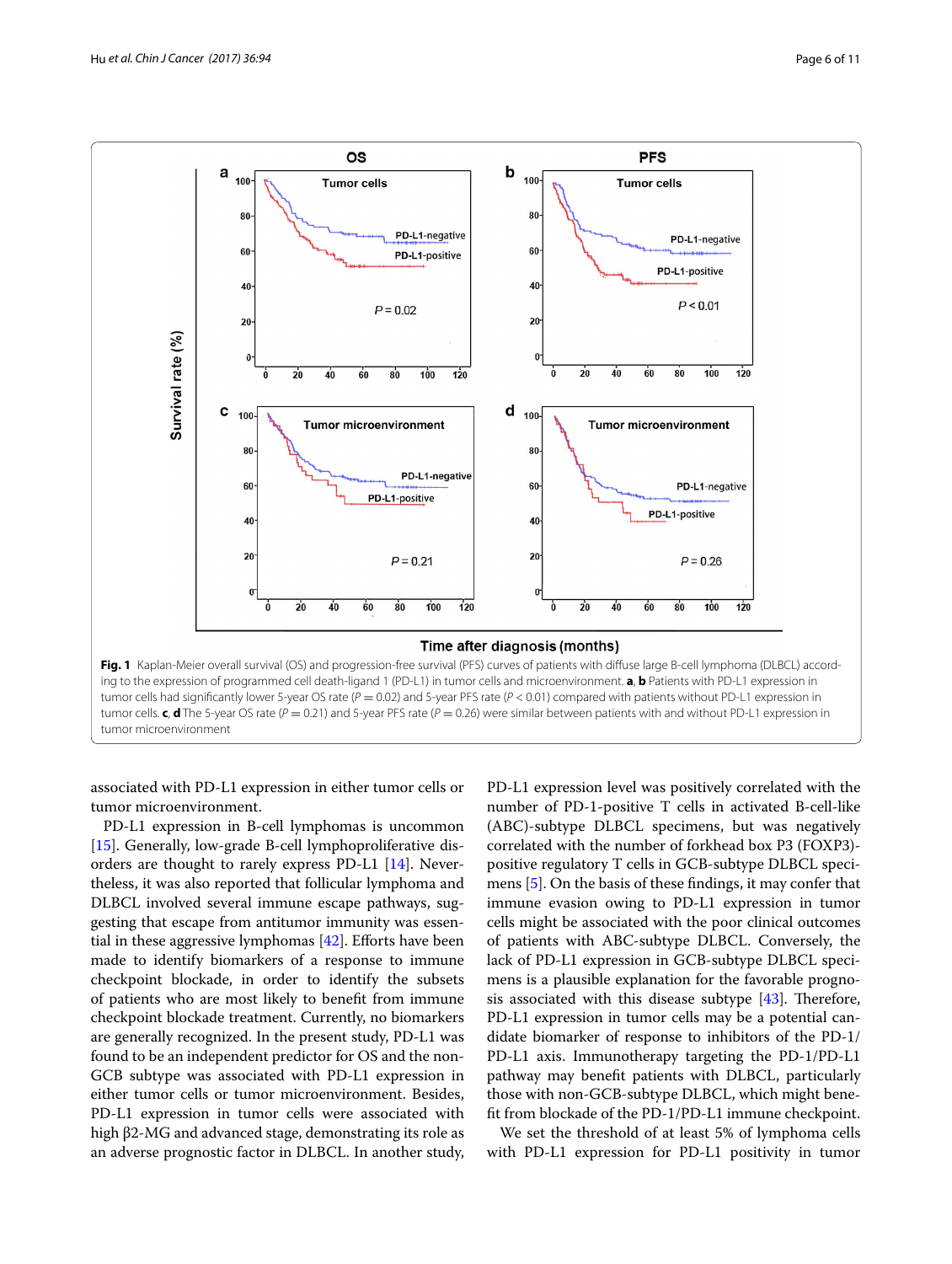**Fig. 1** Kaplan-Meier overall survival (OS) and progression-free survival (PFS) curves of patients with diffuse large B-cell lymphoma (DLBCL) according to the expression of programmed cell death-ligand 1 (PD-L1) in tumor cells and microenvironment. **a**, **b** Patients with PD-L1 expression in tumor cells had significantly lower 5-year OS rate ($P = 0.02$) and 5-year PFS rate ($P < 0.01$) compared with patients without PD-L1 expression in tumor cells. **c**, **d** The 5-year OS rate ($P = 0.21$) and 5-year PFS rate ($P = 0.26$) were similar between patients with and without PD-L1 expression in tumor microenvironment

associated with PD-L1 expression in either tumor cells or tumor microenvironment.

PD-L1 expression in B-cell lymphomas is uncommon [15]. Generally, low-grade B-cell lymphoproliferative disorders are thought to rarely express PD-L1 [14]. Nevertheless, it was also reported that follicular lymphoma and DLBCL involved several immune escape pathways, suggesting that escape from antitumor immunity was essential in these aggressive lymphomas [42]. Efforts have been made to identify biomarkers of a response to immune checkpoint blockade, in order to identify the subsets of patients who are most likely to benefit from immune checkpoint blockade treatment. Currently, no biomarkers are generally recognized. In the present study, PD-L1 was found to be an independent predictor for OS and the non-GCB subtype was associated with PD-L1 expression in either tumor cells or tumor microenvironment. Besides, PD-L1 expression in tumor cells were associated with high β2-MG and advanced stage, demonstrating its role as an adverse prognostic factor in DLBCL. In another study, PD-L1 expression level was positively correlated with the number of PD-1-positive T cells in activated B-cell-like (ABC)-subtype DLBCL specimens, but was negatively correlated with the number of forkhead box P3 (FOXP3)-positive regulatory T cells in GCB-subtype DLBCL specimens [5]. On the basis of these findings, it may confer that immune evasion owing to PD-L1 expression in tumor cells might be associated with the poor clinical outcomes of patients with ABC-subtype DLBCL. Conversely, the lack of PD-L1 expression in GCB-subtype DLBCL specimens is a plausible explanation for the favorable prognosis associated with this disease subtype [43]. Therefore, PD-L1 expression in tumor cells may be a potential candidate biomarker of response to inhibitors of the PD-1/PD-L1 axis. Immunotherapy targeting the PD-1/PD-L1 pathway may benefit patients with DLBCL, particularly those with non-GCB-subtype DLBCL, which might benefit from blockade of the PD-1/PD-L1 immune checkpoint.

We set the threshold of at least 5% of lymphoma cells with PD-L1 expression for PD-L1 positivity in tumor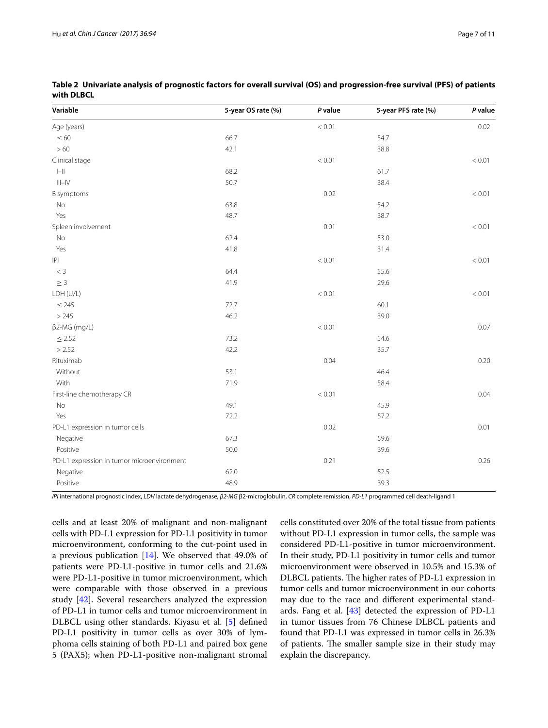**Table 2 Univariate analysis of prognostic factors for overall survival (OS) and progression-free survival (PFS) of patients with DLBCL**

| Variable | 5-year OS rate (%) | P value | 5-year PFS rate (%) | P value |
|---|---|---|---|---|
| Age (years) | | < 0.01 | | 0.02 |
| ≤ 60 | 66.7 | | 54.7 | |
| > 60 | 42.1 | | 38.8 | |
| Clinical stage | | < 0.01 | | < 0.01 |
| I–II | 68.2 | | 61.7 | |
| III–IV | 50.7 | | 38.4 | |
| B symptoms | | 0.02 | | < 0.01 |
| No | 63.8 | | 54.2 | |
| Yes | 48.7 | | 38.7 | |
| Spleen involvement | | 0.01 | | < 0.01 |
| No | 62.4 | | 53.0 | |
| Yes | 41.8 | | 31.4 | |
| IPI | | < 0.01 | | < 0.01 |
| < 3 | 64.4 | | 55.6 | |
| ≥ 3 | 41.9 | | 29.6 | |
| LDH (U/L) | | < 0.01 | | < 0.01 |
| ≤ 245 | 72.7 | | 60.1 | |
| > 245 | 46.2 | | 39.0 | |
| β2-MG (mg/L) | | < 0.01 | | 0.07 |
| ≤ 2.52 | 73.2 | | 54.6 | |
| > 2.52 | 42.2 | | 35.7 | |
| Rituximab | | 0.04 | | 0.20 |
| Without | 53.1 | | 46.4 | |
| With | 71.9 | | 58.4 | |
| First-line chemotherapy CR | | < 0.01 | | 0.04 |
| No | 49.1 | | 45.9 | |
| Yes | 72.2 | | 57.2 | |
| PD-L1 expression in tumor cells | | 0.02 | | 0.01 |
| Negative | 67.3 | | 59.6 | |
| Positive | 50.0 | | 39.6 | |
| PD-L1 expression in tumor microenvironment | | 0.21 | | 0.26 |
| Negative | 62.0 | | 52.5 | |
| Positive | 48.9 | | 39.3 | |

*IPI* international prognostic index, *LDH* lactate dehydrogenase, *β2-MG* β2-microglobulin, *CR* complete remission, *PD-L1* programmed cell death-ligand 1

cells and at least 20% of malignant and non-malignant cells with PD-L1 expression for PD-L1 positivity in tumor microenvironment, conforming to the cut-point used in a previous publication [14]. We observed that 49.0% of patients were PD-L1-positive in tumor cells and 21.6% were PD-L1-positive in tumor microenvironment, which were comparable with those observed in a previous study [42]. Several researchers analyzed the expression of PD-L1 in tumor cells and tumor microenvironment in DLBCL using other standards. Kiyasu et al. [5] defined PD-L1 positivity in tumor cells as over 30% of lymphoma cells staining of both PD-L1 and paired box gene 5 (PAX5); when PD-L1-positive non-malignant stromal cells constituted over 20% of the total tissue from patients without PD-L1 expression in tumor cells, the sample was considered PD-L1-positive in tumor microenvironment. In their study, PD-L1 positivity in tumor cells and tumor microenvironment were observed in 10.5% and 15.3% of DLBCL patients. The higher rates of PD-L1 expression in tumor cells and tumor microenvironment in our cohorts may due to the race and different experimental standards. Fang et al. [43] detected the expression of PD-L1 in tumor tissues from 76 Chinese DLBCL patients and found that PD-L1 was expressed in tumor cells in 26.3% of patients. The smaller sample size in their study may explain the discrepancy.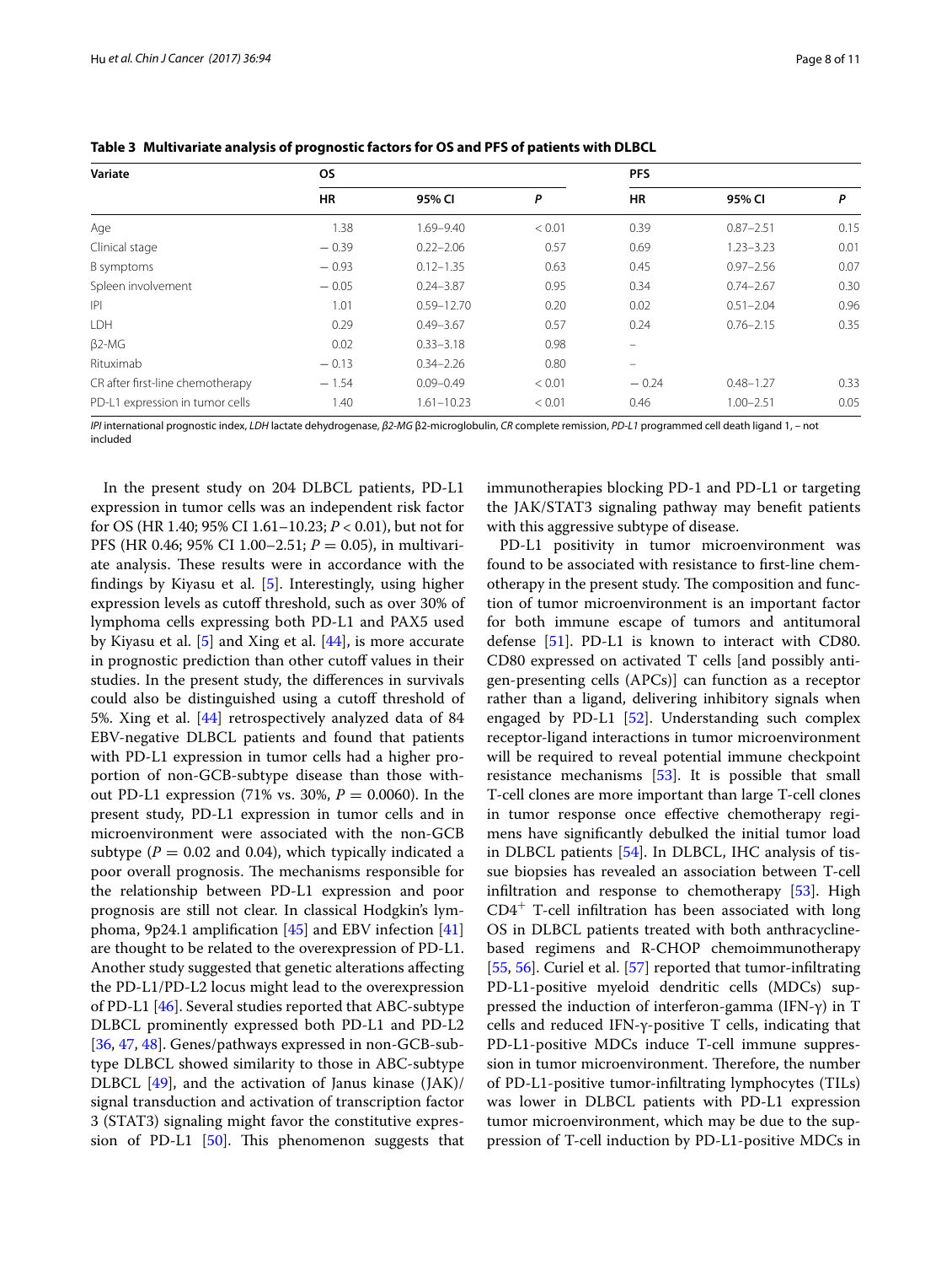**Table 3 Multivariate analysis of prognostic factors for OS and PFS of patients with DLBCL**

| Variate | OS | | | PFS | | |
|---|---|---|---|---|---|---|
| | HR | 95% CI | *P* | HR | 95% CI | *P* |
| Age | 1.38 | 1.69–9.40 | < 0.01 | 0.39 | 0.87–2.51 | 0.15 |
| Clinical stage | − 0.39 | 0.22–2.06 | 0.57 | 0.69 | 1.23–3.23 | 0.01 |
| B symptoms | − 0.93 | 0.12–1.35 | 0.63 | 0.45 | 0.97–2.56 | 0.07 |
| Spleen involvement | − 0.05 | 0.24–3.87 | 0.95 | 0.34 | 0.74–2.67 | 0.30 |
| IPI | 1.01 | 0.59–12.70 | 0.20 | 0.02 | 0.51–2.04 | 0.96 |
| LDH | 0.29 | 0.49–3.67 | 0.57 | 0.24 | 0.76–2.15 | 0.35 |
| β2-MG | 0.02 | 0.33–3.18 | 0.98 | – | | |
| Rituximab | − 0.13 | 0.34–2.26 | 0.80 | – | | |
| CR after first-line chemotherapy | − 1.54 | 0.09–0.49 | < 0.01 | − 0.24 | 0.48–1.27 | 0.33 |
| PD-L1 expression in tumor cells | 1.40 | 1.61–10.23 | < 0.01 | 0.46 | 1.00–2.51 | 0.05 |

*IPI* international prognostic index, *LDH* lactate dehydrogenase, *β2-MG* β2-microglobulin, *CR* complete remission, *PD-L1* programmed cell death ligand 1, – not included

In the present study on 204 DLBCL patients, PD-L1 expression in tumor cells was an independent risk factor for OS (HR 1.40; 95% CI 1.61–10.23; $P < 0.01$), but not for PFS (HR 0.46; 95% CI 1.00–2.51; $P = 0.05$), in multivariate analysis. These results were in accordance with the findings by Kiyasu et al. [5]. Interestingly, using higher expression levels as cutoff threshold, such as over 30% of lymphoma cells expressing both PD-L1 and PAX5 used by Kiyasu et al. [5] and Xing et al. [44], is more accurate in prognostic prediction than other cutoff values in their studies. In the present study, the differences in survivals could also be distinguished using a cutoff threshold of 5%. Xing et al. [44] retrospectively analyzed data of 84 EBV-negative DLBCL patients and found that patients with PD-L1 expression in tumor cells had a higher proportion of non-GCB-subtype disease than those without PD-L1 expression (71% vs. 30%, $P = 0.0060$). In the present study, PD-L1 expression in tumor cells and in microenvironment were associated with the non-GCB subtype ($P = 0.02$ and 0.04), which typically indicated a poor overall prognosis. The mechanisms responsible for the relationship between PD-L1 expression and poor prognosis are still not clear. In classical Hodgkin's lymphoma, 9p24.1 amplification [45] and EBV infection [41] are thought to be related to the overexpression of PD-L1. Another study suggested that genetic alterations affecting the PD-L1/PD-L2 locus might lead to the overexpression of PD-L1 [46]. Several studies reported that ABC-subtype DLBCL prominently expressed both PD-L1 and PD-L2 [36, 47, 48]. Genes/pathways expressed in non-GCB-subtype DLBCL showed similarity to those in ABC-subtype DLBCL [49], and the activation of Janus kinase (JAK)/signal transduction and activation of transcription factor 3 (STAT3) signaling might favor the constitutive expression of PD-L1 [50]. This phenomenon suggests that immunotherapies blocking PD-1 and PD-L1 or targeting the JAK/STAT3 signaling pathway may benefit patients with this aggressive subtype of disease.

PD-L1 positivity in tumor microenvironment was found to be associated with resistance to first-line chemotherapy in the present study. The composition and function of tumor microenvironment is an important factor for both immune escape of tumors and antitumoral defense [51]. PD-L1 is known to interact with CD80. CD80 expressed on activated T cells [and possibly antigen-presenting cells (APCs)] can function as a receptor rather than a ligand, delivering inhibitory signals when engaged by PD-L1 [52]. Understanding such complex receptor-ligand interactions in tumor microenvironment will be required to reveal potential immune checkpoint resistance mechanisms [53]. It is possible that small T-cell clones are more important than large T-cell clones in tumor response once effective chemotherapy regimens have significantly debulked the initial tumor load in DLBCL patients [54]. In DLBCL, IHC analysis of tissue biopsies has revealed an association between T-cell infiltration and response to chemotherapy [53]. High $CD4^{+}$ T-cell infiltration has been associated with long OS in DLBCL patients treated with both anthracycline-based regimens and R-CHOP chemoimmunotherapy [55, 56]. Curiel et al. [57] reported that tumor-infiltrating PD-L1-positive myeloid dendritic cells (MDCs) suppressed the induction of interferon-gamma (IFN-γ) in T cells and reduced IFN-γ-positive T cells, indicating that PD-L1-positive MDCs induce T-cell immune suppression in tumor microenvironment. Therefore, the number of PD-L1-positive tumor-infiltrating lymphocytes (TILs) was lower in DLBCL patients with PD-L1 expression tumor microenvironment, which may be due to the suppression of T-cell induction by PD-L1-positive MDCs in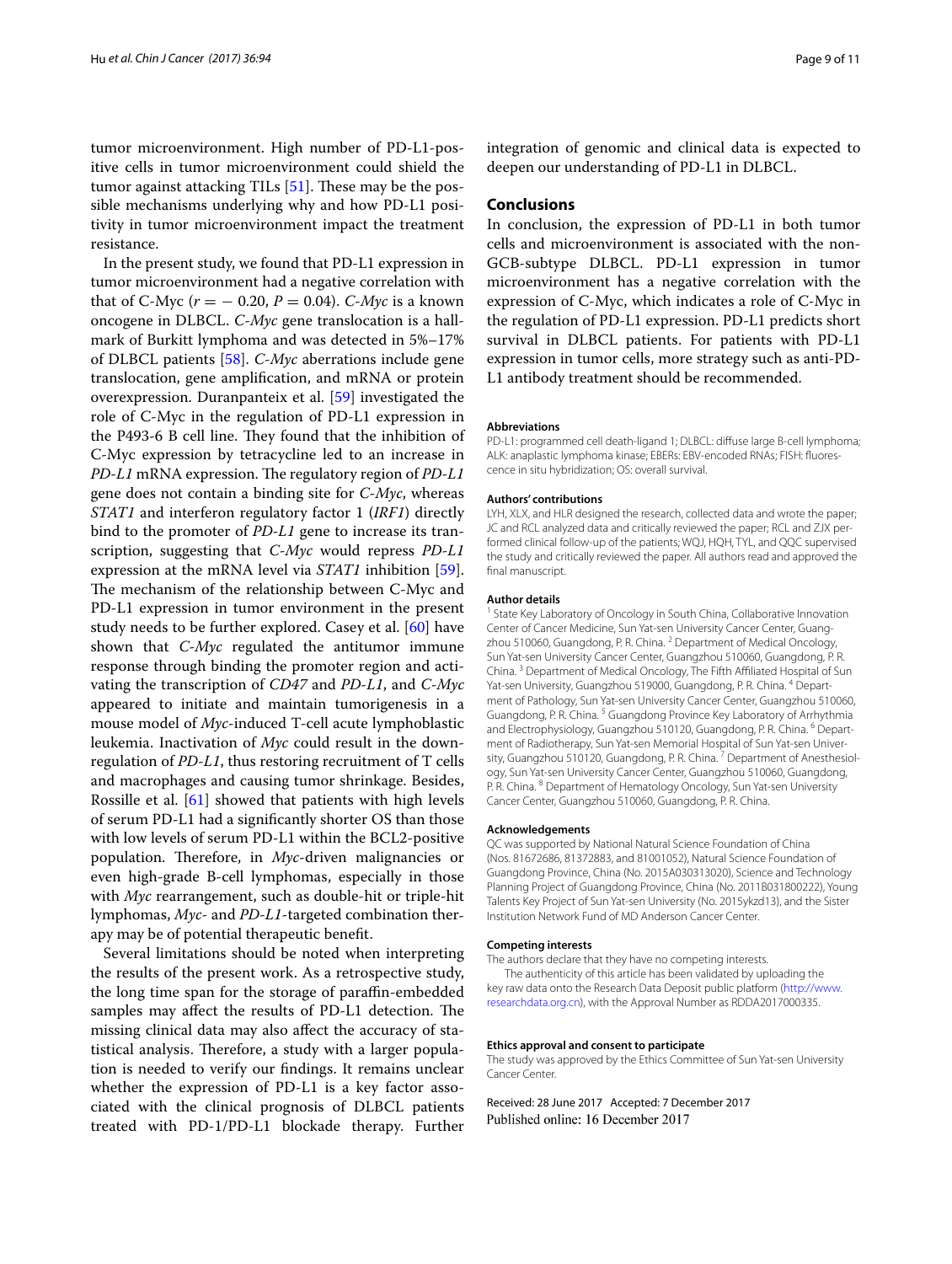tumor microenvironment. High number of PD-L1-positive cells in tumor microenvironment could shield the tumor against attacking TILs [51]. These may be the possible mechanisms underlying why and how PD-L1 positivity in tumor microenvironment impact the treatment resistance.

In the present study, we found that PD-L1 expression in tumor microenvironment had a negative correlation with that of C-Myc ($r = -0.20$, $P = 0.04$). *C-Myc* is a known oncogene in DLBCL. *C-Myc* gene translocation is a hallmark of Burkitt lymphoma and was detected in 5%–17% of DLBCL patients [58]. *C-Myc* aberrations include gene translocation, gene amplification, and mRNA or protein overexpression. Duranpanteix et al. [59] investigated the role of C-Myc in the regulation of PD-L1 expression in the P493-6 B cell line. They found that the inhibition of C-Myc expression by tetracycline led to an increase in *PD-L1* mRNA expression. The regulatory region of *PD-L1* gene does not contain a binding site for *C-Myc*, whereas *STAT1* and interferon regulatory factor 1 (*IRF1*) directly bind to the promoter of *PD-L1* gene to increase its transcription, suggesting that *C-Myc* would repress *PD-L1* expression at the mRNA level via *STAT1* inhibition [59]. The mechanism of the relationship between C-Myc and PD-L1 expression in tumor environment in the present study needs to be further explored. Casey et al. [60] have shown that *C-Myc* regulated the antitumor immune response through binding the promoter region and activating the transcription of *CD47* and *PD-L1*, and *C-Myc* appeared to initiate and maintain tumorigenesis in a mouse model of *Myc*-induced T-cell acute lymphoblastic leukemia. Inactivation of *Myc* could result in the downregulation of *PD-L1*, thus restoring recruitment of T cells and macrophages and causing tumor shrinkage. Besides, Rossille et al. [61] showed that patients with high levels of serum PD-L1 had a significantly shorter OS than those with low levels of serum PD-L1 within the BCL2-positive population. Therefore, in *Myc*-driven malignancies or even high-grade B-cell lymphomas, especially in those with *Myc* rearrangement, such as double-hit or triple-hit lymphomas, *Myc*- and *PD-L1*-targeted combination therapy may be of potential therapeutic benefit.

Several limitations should be noted when interpreting the results of the present work. As a retrospective study, the long time span for the storage of paraffin-embedded samples may affect the results of PD-L1 detection. The missing clinical data may also affect the accuracy of statistical analysis. Therefore, a study with a larger population is needed to verify our findings. It remains unclear whether the expression of PD-L1 is a key factor associated with the clinical prognosis of DLBCL patients treated with PD-1/PD-L1 blockade therapy. Further integration of genomic and clinical data is expected to deepen our understanding of PD-L1 in DLBCL.

## Conclusions

In conclusion, the expression of PD-L1 in both tumor cells and microenvironment is associated with the non-GCB-subtype DLBCL. PD-L1 expression in tumor microenvironment has a negative correlation with the expression of C-Myc, which indicates a role of C-Myc in the regulation of PD-L1 expression. PD-L1 predicts short survival in DLBCL patients. For patients with PD-L1 expression in tumor cells, more strategy such as anti-PD-L1 antibody treatment should be recommended.

#### Abbreviations

PD-L1: programmed cell death-ligand 1; DLBCL: diffuse large B-cell lymphoma; ALK: anaplastic lymphoma kinase; EBERs: EBV-encoded RNAs; FISH: fluorescence in situ hybridization; OS: overall survival.

#### Authors' contributions

LYH, XLX, and HLR designed the research, collected data and wrote the paper; JC and RCL analyzed data and critically reviewed the paper; RCL and ZJX performed clinical follow-up of the patients; WQJ, HQH, TYL, and QQC supervised the study and critically reviewed the paper. All authors read and approved the final manuscript.

#### Author details

[1] State Key Laboratory of Oncology in South China, Collaborative Innovation Center of Cancer Medicine, Sun Yat-sen University Cancer Center, Guangzhou 510060, Guangdong, P. R. China. [2] Department of Medical Oncology, Sun Yat-sen University Cancer Center, Guangzhou 510060, Guangdong, P. R. China. [3] Department of Medical Oncology, The Fifth Affiliated Hospital of Sun Yat-sen University, Guangzhou 519000, Guangdong, P. R. China. [4] Department of Pathology, Sun Yat-sen University Cancer Center, Guangzhou 510060, Guangdong, P. R. China. [5] Guangdong Province Key Laboratory of Arrhythmia and Electrophysiology, Guangzhou 510120, Guangdong, P. R. China. [6] Department of Radiotherapy, Sun Yat-sen Memorial Hospital of Sun Yat-sen University, Guangzhou 510120, Guangdong, P. R. China. [7] Department of Anesthesiology, Sun Yat-sen University Cancer Center, Guangzhou 510060, Guangdong, P. R. China. [8] Department of Hematology Oncology, Sun Yat-sen University Cancer Center, Guangzhou 510060, Guangdong, P. R. China.

#### Acknowledgements

QC was supported by National Natural Science Foundation of China (Nos. 81672686, 81372883, and 81001052), Natural Science Foundation of Guangdong Province, China (No. 2015A030313020), Science and Technology Planning Project of Guangdong Province, China (No. 2011B031800222), Young Talents Key Project of Sun Yat-sen University (No. 2015ykzd13), and the Sister Institution Network Fund of MD Anderson Cancer Center.

#### Competing interests

The authors declare that they have no competing interests.

The authenticity of this article has been validated by uploading the key raw data onto the Research Data Deposit public platform (http://www.researchdata.org.cn), with the Approval Number as RDDA2017000335.

#### Ethics approval and consent to participate

The study was approved by the Ethics Committee of Sun Yat-sen University Cancer Center.

Received: 28 June 2017 Accepted: 7 December 2017
Published online: 16 December 2017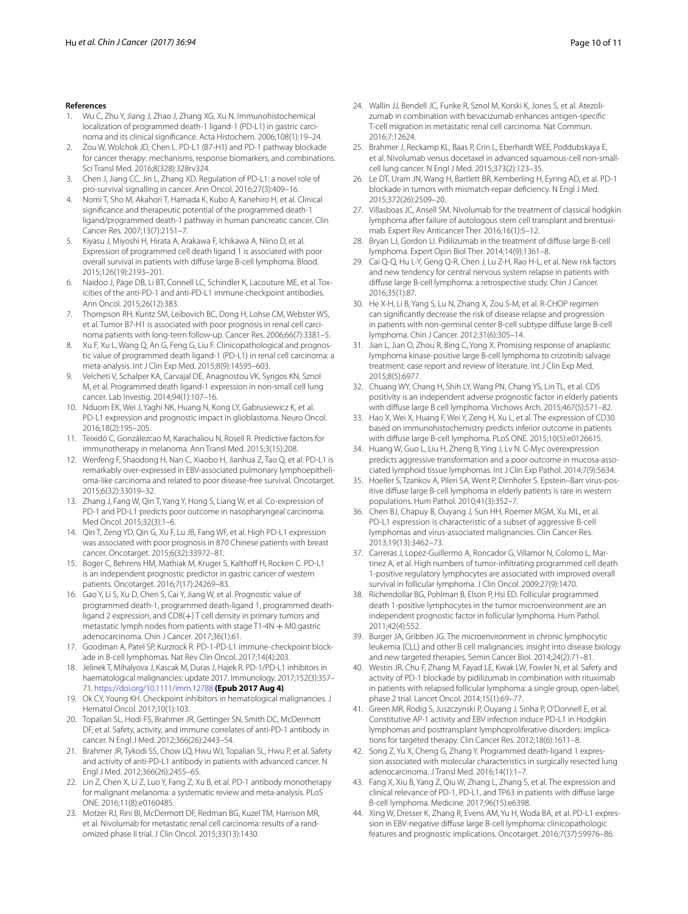**References**

1. Wu C, Zhu Y, Jiang J, Zhao J, Zhang XG, Xu N. Immunohistochemical localization of programmed death-1 ligand-1 (PD-L1) in gastric carcinoma and its clinical significance. Acta Histochem. 2006;108(1):19–24.
2. Zou W, Wolchok JD, Chen L. PD-L1 (B7-H1) and PD-1 pathway blockade for cancer therapy: mechanisms, response biomarkers, and combinations. Sci Transl Med. 2016;8(328):328rv324.
3. Chen J, Jiang CC, Jin L, Zhang XD. Regulation of PD-L1: a novel role of pro-survival signalling in cancer. Ann Oncol. 2016;27(3):409–16.
4. Nomi T, Sho M, Akahori T, Hamada K, Kubo A, Kanehiro H, et al. Clinical significance and therapeutic potential of the programmed death-1 ligand/programmed death-1 pathway in human pancreatic cancer. Clin Cancer Res. 2007;13(7):2151–7.
5. Kiyasu J, Miyoshi H, Hirata A, Arakawa F, Ichikawa A, Niino D, et al. Expression of programmed cell death ligand 1 is associated with poor overall survival in patients with diffuse large B-cell lymphoma. Blood. 2015;126(19):2193–201.
6. Naidoo J, Page DB, Li BT, Connell LC, Schindler K, Lacouture ME, et al. Toxicities of the anti-PD-1 and anti-PD-L1 immune checkpoint antibodies. Ann Oncol. 2015;26(12):383.
7. Thompson RH, Kuntz SM, Leibovich BC, Dong H, Lohse CM, Webster WS, et al. Tumor B7-H1 is associated with poor prognosis in renal cell carcinoma patients with long-term follow-up. Cancer Res. 2006;66(7):3381–5.
8. Xu F, Xu L, Wang Q, An G, Feng G, Liu F. Clinicopathological and prognostic value of programmed death ligand-1 (PD-L1) in renal cell carcinoma: a meta-analysis. Int J Clin Exp Med. 2015;8(9):14595–603.
9. Velcheti V, Schalper KA, Carvajal DE, Anagnostou VK, Syrigos KN, Sznol M, et al. Programmed death ligand-1 expression in non-small cell lung cancer. Lab Investig. 2014;94(1):107–16.
10. Nduom EK, Wei J, Yaghi NK, Huang N, Kong LY, Gabrusiewicz K, et al. PD-L1 expression and prognostic impact in glioblastoma. Neuro Oncol. 2016;18(2):195–205.
11. Teixidó C, Gonzálezcao M, Karachaliou N, Rosell R. Predictive factors for immunotherapy in melanoma. Ann Transl Med. 2015;3(15):208.
12. Wenfeng F, Shaodong H, Nan C, Xiaobo H, Jianhua Z, Tao Q, et al. PD-L1 is remarkably over-expressed in EBV-associated pulmonary lymphoepithelioma-like carcinoma and related to poor disease-free survival. Oncotarget. 2015;6(32):33019–32.
13. Zhang J, Fang W, Qin T, Yang Y, Hong S, Liang W, et al. Co-expression of PD-1 and PD-L1 predicts poor outcome in nasopharyngeal carcinoma. Med Oncol. 2015;32(3):1–6.
14. Qin T, Zeng YD, Qin G, Xu F, Lu JB, Fang WF, et al. High PD-L1 expression was associated with poor prognosis in 870 Chinese patients with breast cancer. Oncotarget. 2015;6(32):33972–81.
15. Boger C, Behrens HM, Mathiak M, Kruger S, Kalthoff H, Rocken C. PD-L1 is an independent prognostic predictor in gastric cancer of western patients. Oncotarget. 2016;7(17):24269–83.
16. Gao Y, Li S, Xu D, Chen S, Cai Y, Jiang W, et al. Prognostic value of programmed death-1, programmed death-ligand 1, programmed death-ligand 2 expression, and CD8(+) T cell density in primary tumors and metastatic lymph nodes from patients with stage T1-4N + M0 gastric adenocarcinoma. Chin J Cancer. 2017;36(1):61.
17. Goodman A, Patel SP, Kurzrock R. PD-1-PD-L1 immune-checkpoint blockade in B-cell lymphomas. Nat Rev Clin Oncol. 2017;14(4):203.
18. Jelinek T, Mihalyova J, Kascak M, Duras J, Hajek R. PD-1/PD-L1 inhibitors in haematological malignancies: update 2017. Immunology. 2017;152(3):357–71. https://doi.org/10.1111/imm.12788 **(Epub 2017 Aug 4)**.
19. Ok CY, Young KH. Checkpoint inhibitors in hematological malignancies. J Hematol Oncol. 2017;10(1):103.
20. Topalian SL, Hodi FS, Brahmer JR, Gettinger SN, Smith DC, McDermott DF, et al. Safety, activity, and immune correlates of anti-PD-1 antibody in cancer. N Engl J Med. 2012;366(26):2443–54.
21. Brahmer JR, Tykodi SS, Chow LQ, Hwu WJ, Topalian SL, Hwu P, et al. Safety and activity of anti-PD-L1 antibody in patients with advanced cancer. N Engl J Med. 2012;366(26):2455–65.
22. Lin Z, Chen X, Li Z, Luo Y, Fang Z, Xu B, et al. PD-1 antibody monotherapy for malignant melanoma: a systematic review and meta-analysis. PLoS ONE. 2016;11(8):e0160485.
23. Motzer RJ, Rini BI, McDermott DF, Redman BG, Kuzel TM, Harrison MR, et al. Nivolumab for metastatic renal cell carcinoma: results of a randomized phase II trial. J Clin Oncol. 2015;33(13):1430.
24. Wallin JJ, Bendell JC, Funke R, Sznol M, Korski K, Jones S, et al. Atezolizumab in combination with bevacizumab enhances antigen-specific T-cell migration in metastatic renal cell carcinoma. Nat Commun. 2016;7:12624.
25. Brahmer J, Reckamp KL, Baas P, Crin L, Eberhardt WEE, Poddubskaya E, et al. Nivolumab versus docetaxel in advanced squamous-cell non-small-cell lung cancer. N Engl J Med. 2015;373(2):123–35.
26. Le DT, Uram JN, Wang H, Bartlett BR, Kemberling H, Eyring AD, et al. PD-1 blockade in tumors with mismatch-repair deficiency. N Engl J Med. 2015;372(26):2509–20.
27. Villasboas JC, Ansell SM. Nivolumab for the treatment of classical hodgkin lymphoma after failure of autologous stem cell transplant and brentuximab. Expert Rev Anticancer Ther. 2016;16(1):5–12.
28. Bryan LJ, Gordon LI. Pidilizumab in the treatment of diffuse large B-cell lymphoma. Expert Opin Biol Ther. 2014;14(9):1361–8.
29. Cai Q-Q, Hu L-Y, Geng Q-R, Chen J, Lu Z-H, Rao H-L, et al. New risk factors and new tendency for central nervous system relapse in patients with diffuse large B-cell lymphoma: a retrospective study. Chin J Cancer. 2016;35(1):87.
30. He X-H, Li B, Yang S, Lu N, Zhang X, Zou S-M, et al. R-CHOP regimen can significantly decrease the risk of disease relapse and progression in patients with non-germinal center B-cell subtype diffuse large B-cell lymphoma. Chin J Cancer. 2012;31(6):305–14.
31. Jian L, Jian O, Zhou R, Bing C, Yong X. Promising response of anaplastic lymphoma kinase-positive large B-cell lymphoma to crizotinib salvage treatment: case report and review of literature. Int J Clin Exp Med. 2015;8(5):6977.
32. Chuang WY, Chang H, Shih LY, Wang PN, Chang YS, Lin TL, et al. CD5 positivity is an independent adverse prognostic factor in elderly patients with diffuse large B cell lymphoma. Virchows Arch. 2015;467(5):571–82.
33. Hao X, Wei X, Huang F, Wei Y, Zeng H, Xu L, et al. The expression of CD30 based on immunohistochemistry predicts inferior outcome in patients with diffuse large B-cell lymphoma. PLoS ONE. 2015;10(5):e0126615.
34. Huang W, Guo L, Liu H, Zheng B, Ying J, Lv N. C-Myc overexpression predicts aggressive transformation and a poor outcome in mucosa-associated lymphoid tissue lymphomas. Int J Clin Exp Pathol. 2014;7(9):5634.
35. Hoeller S, Tzankov A, Pileri SA, Went P, Dirnhofer S. Epstein–Barr virus-positive diffuse large B-cell lymphoma in elderly patients is rare in western populations. Hum Pathol. 2010;41(3):352–7.
36. Chen BJ, Chapuy B, Ouyang J, Sun HH, Roemer MGM, Xu ML, et al. PD-L1 expression is characteristic of a subset of aggressive B-cell lymphomas and virus-associated malignancies. Clin Cancer Res. 2013;19(13):3462–73.
37. Carreras J, Lopez-Guillermo A, Roncador G, Villamor N, Colomo L, Martinez A, et al. High numbers of tumor-infiltrating programmed cell death 1-positive regulatory lymphocytes are associated with improved overall survival in follicular lymphoma. J Clin Oncol. 2009;27(9):1470.
38. Richendollar BG, Pohlman B, Elson P, Hsi ED. Follicular programmed death 1-positive lymphocytes in the tumor microenvironment are an independent prognostic factor in follicular lymphoma. Hum Pathol. 2011;42(4):552.
39. Burger JA, Gribben JG. The microenvironment in chronic lymphocytic leukemia (CLL) and other B cell malignancies: insight into disease biology and new targeted therapies. Semin Cancer Biol. 2014;24(2):71–81.
40. Westin JR, Chu F, Zhang M, Fayad LE, Kwak LW, Fowler N, et al. Safety and activity of PD-1 blockade by pidilizumab in combination with rituximab in patients with relapsed follicular lymphoma: a single group, open-label, phase 2 trial. Lancet Oncol. 2014;15(1):69–77.
41. Green MR, Rodig S, Juszczynski P, Ouyang J, Sinha P, O'Donnell E, et al. Constitutive AP-1 activity and EBV infection induce PD-L1 in Hodgkin lymphomas and posttransplant lymphoproliferative disorders: implications for targeted therapy. Clin Cancer Res. 2012;18(6):1611–8.
42. Song Z, Yu X, Cheng G, Zhang Y. Programmed death-ligand 1 expression associated with molecular characteristics in surgically resected lung adenocarcinoma. J Transl Med. 2016;14(1):1–7.
43. Fang X, Xiu B, Yang Z, Qiu W, Zhang L, Zhang S, et al. The expression and clinical relevance of PD-1, PD-L1, and TP63 in patients with diffuse large B-cell lymphoma. Medicine. 2017;96(15):e6398.
44. Xing W, Dresser K, Zhang R, Evens AM, Yu H, Woda BA, et al. PD-L1 expression in EBV-negative diffuse large B-cell lymphoma: clinicopathologic features and prognostic implications. Oncotarget. 2016;7(37):59976–86.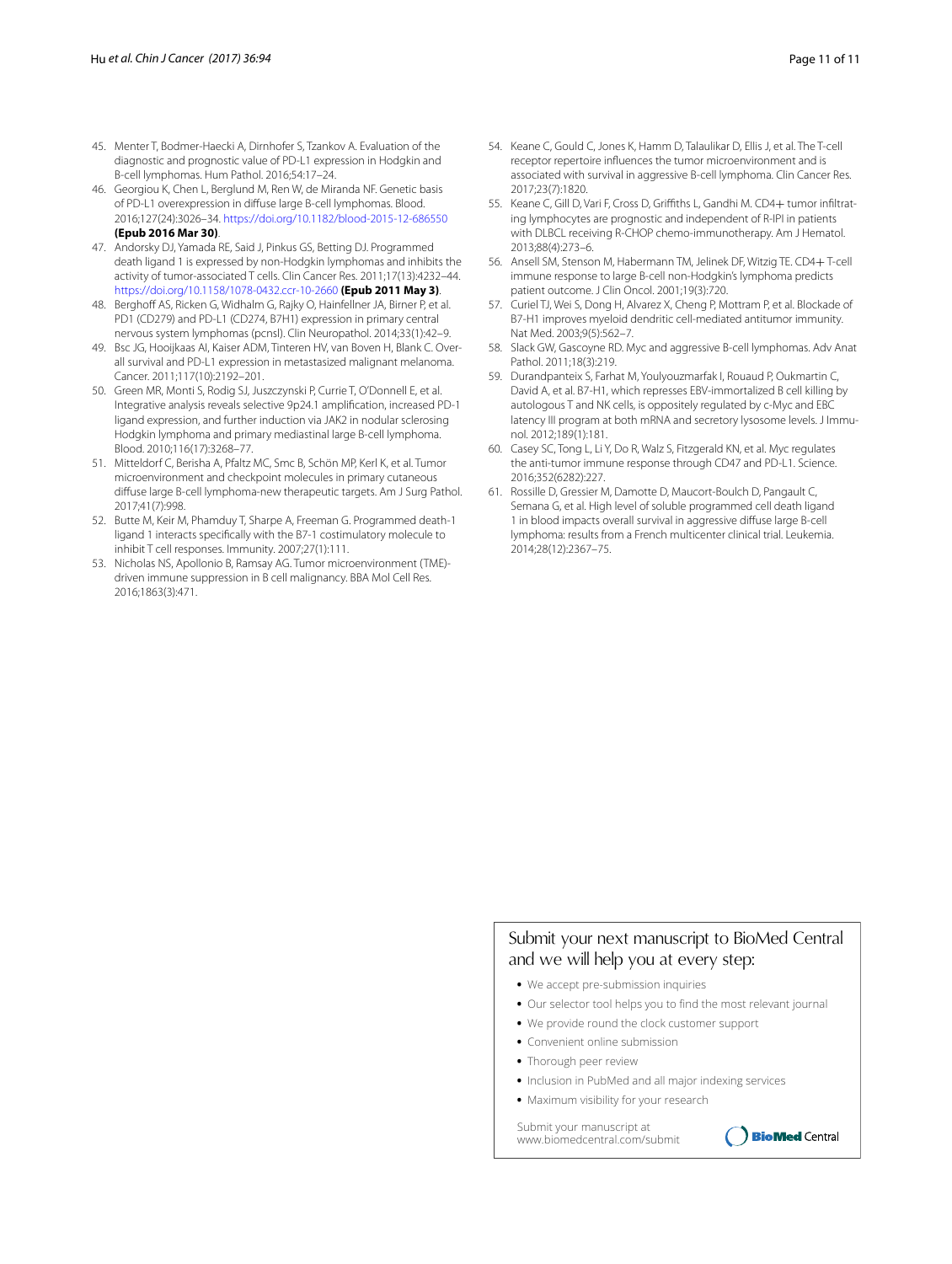45. Menter T, Bodmer-Haecki A, Dirnhofer S, Tzankov A. Evaluation of the diagnostic and prognostic value of PD-L1 expression in Hodgkin and B-cell lymphomas. Hum Pathol. 2016;54:17–24.
46. Georgiou K, Chen L, Berglund M, Ren W, de Miranda NF. Genetic basis of PD-L1 overexpression in diffuse large B-cell lymphomas. Blood. 2016;127(24):3026–34. https://doi.org/10.1182/blood-2015-12-686550 **(Epub 2016 Mar 30)**.
47. Andorsky DJ, Yamada RE, Said J, Pinkus GS, Betting DJ. Programmed death ligand 1 is expressed by non-Hodgkin lymphomas and inhibits the activity of tumor-associated T cells. Clin Cancer Res. 2011;17(13):4232–44. https://doi.org/10.1158/1078-0432.ccr-10-2660 **(Epub 2011 May 3)**.
48. Berghoff AS, Ricken G, Widhalm G, Rajky O, Hainfellner JA, Birner P, et al. PD1 (CD279) and PD-L1 (CD274, B7H1) expression in primary central nervous system lymphomas (pcnsl). Clin Neuropathol. 2014;33(1):42–9.
49. Bsc JG, Hooijkaas AI, Kaiser ADM, Tinteren HV, van Boven H, Blank C. Overall survival and PD-L1 expression in metastasized malignant melanoma. Cancer. 2011;117(10):2192–201.
50. Green MR, Monti S, Rodig SJ, Juszczynski P, Currie T, O'Donnell E, et al. Integrative analysis reveals selective 9p24.1 amplification, increased PD-1 ligand expression, and further induction via JAK2 in nodular sclerosing Hodgkin lymphoma and primary mediastinal large B-cell lymphoma. Blood. 2010;116(17):3268–77.
51. Mitteldorf C, Berisha A, Pfaltz MC, Smc B, Schön MP, Kerl K, et al. Tumor microenvironment and checkpoint molecules in primary cutaneous diffuse large B-cell lymphoma-new therapeutic targets. Am J Surg Pathol. 2017;41(7):998.
52. Butte M, Keir M, Phamduy T, Sharpe A, Freeman G. Programmed death-1 ligand 1 interacts specifically with the B7-1 costimulatory molecule to inhibit T cell responses. Immunity. 2007;27(1):111.
53. Nicholas NS, Apollonio B, Ramsay AG. Tumor microenvironment (TME)-driven immune suppression in B cell malignancy. BBA Mol Cell Res. 2016;1863(3):471.
54. Keane C, Gould C, Jones K, Hamm D, Talaulikar D, Ellis J, et al. The T-cell receptor repertoire influences the tumor microenvironment and is associated with survival in aggressive B-cell lymphoma. Clin Cancer Res. 2017;23(7):1820.
55. Keane C, Gill D, Vari F, Cross D, Griffiths L, Gandhi M. CD4+ tumor infiltrating lymphocytes are prognostic and independent of R-IPI in patients with DLBCL receiving R-CHOP chemo-immunotherapy. Am J Hematol. 2013;88(4):273–6.
56. Ansell SM, Stenson M, Habermann TM, Jelinek DF, Witzig TE. CD4+ T-cell immune response to large B-cell non-Hodgkin's lymphoma predicts patient outcome. J Clin Oncol. 2001;19(3):720.
57. Curiel TJ, Wei S, Dong H, Alvarez X, Cheng P, Mottram P, et al. Blockade of B7-H1 improves myeloid dendritic cell-mediated antitumor immunity. Nat Med. 2003;9(5):562–7.
58. Slack GW, Gascoyne RD. Myc and aggressive B-cell lymphomas. Adv Anat Pathol. 2011;18(3):219.
59. Durandpanteix S, Farhat M, Youlyouzmarfak I, Rouaud P, Oukmartin C, David A, et al. B7-H1, which represses EBV-immortalized B cell killing by autologous T and NK cells, is oppositely regulated by c-Myc and EBC latency III program at both mRNA and secretory lysosome levels. J Immunol. 2012;189(1):181.
60. Casey SC, Tong L, Li Y, Do R, Walz S, Fitzgerald KN, et al. Myc regulates the anti-tumor immune response through CD47 and PD-L1. Science. 2016;352(6282):227.
61. Rossille D, Gressier M, Damotte D, Maucort-Boulch D, Pangault C, Semana G, et al. High level of soluble programmed cell death ligand 1 in blood impacts overall survival in aggressive diffuse large B-cell lymphoma: results from a French multicenter clinical trial. Leukemia. 2014;28(12):2367–75.

Submit your next manuscript to BioMed Central and we will help you at every step:

- We accept pre-submission inquiries
- Our selector tool helps you to find the most relevant journal
- We provide round the clock customer support
- Convenient online submission
- Thorough peer review
- Inclusion in PubMed and all major indexing services
- Maximum visibility for your research

Submit your manuscript at www.biomedcentral.com/submit

BioMed Central